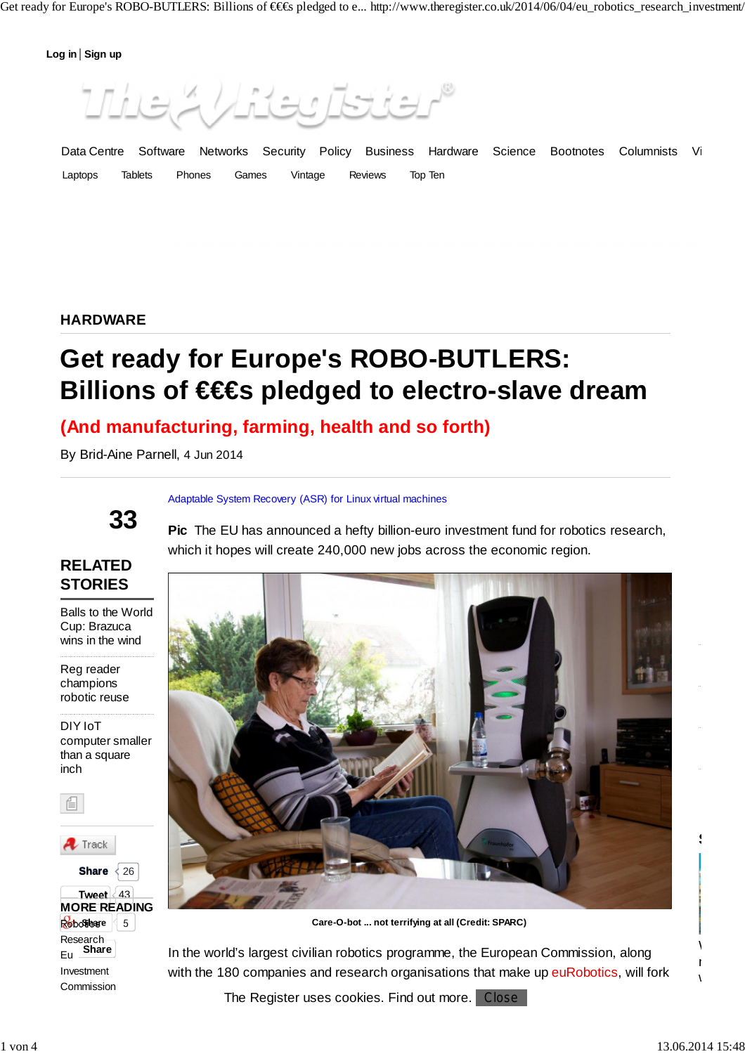Log in | Sign up

Data Centre Software Networks Security Policy Business Hardware Science Bootnotes Columnists

Laptops Tablets Phones Games Vintage Reviews Top Ten

HARDWARE

# Get ready for Europe's ROBO-BUTLERS: Billions of €€€s pledged to electro-slave dream

## (And manufacturing, farming, health and so forth)

By Brid-Aine Parnell, 4 Jun 2014

33

**RELATED STORIES**

Balls to the World Cup: Brazuca wins in the wind

Reg reader champions robotic reuse

DIY IoT computer smaller than a square inch

Track

Share 26

Tweet 43

Share 5

Share

**MORE READING**

Robotics

Research

Eu

Investment

Commission

Adaptable System Recovery (ASR) for Linux virtual machines

**Pic** The EU has announced a hefty billion-euro investment fund for robotics research, which it hopes will create 240,000 new jobs across the economic region.

Care-O-bot ... not terrifying at all (Credit: SPARC)

In the world's largest civilian robotics programme, the European Commission, along with the 180 companies and research organisations that make up euRobotics, will fork

The Register uses cookies. Find out more. Close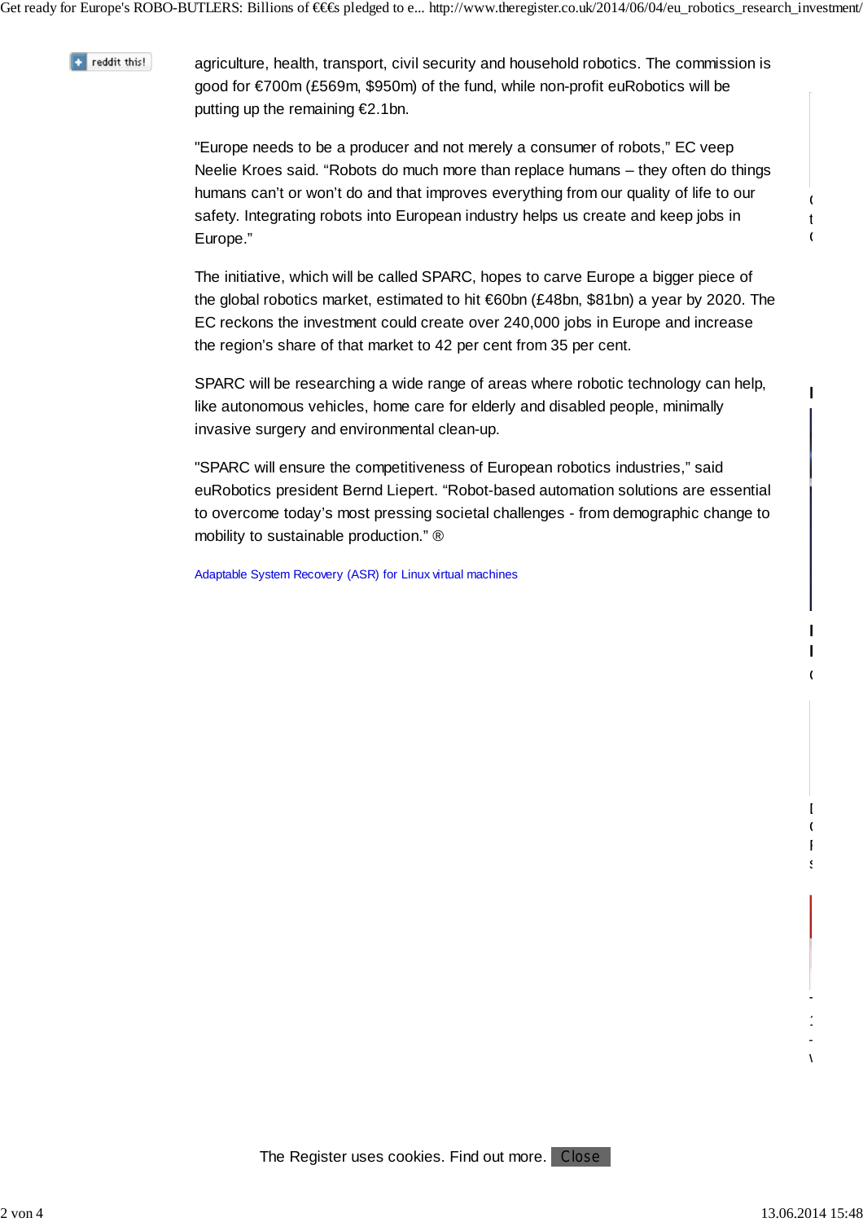agriculture, health, transport, civil security and household robotics. The commission is good for €700m (£569m, $950m) of the fund, while non-profit euRobotics will be putting up the remaining €2.1bn.

"Europe needs to be a producer and not merely a consumer of robots," EC veep Neelie Kroes said. "Robots do much more than replace humans – they often do things humans can't or won't do and that improves everything from our quality of life to our safety. Integrating robots into European industry helps us create and keep jobs in Europe."

The initiative, which will be called SPARC, hopes to carve Europe a bigger piece of the global robotics market, estimated to hit €60bn (£48bn, $81bn) a year by 2020. The EC reckons the investment could create over 240,000 jobs in Europe and increase the region's share of that market to 42 per cent from 35 per cent.

SPARC will be researching a wide range of areas where robotic technology can help, like autonomous vehicles, home care for elderly and disabled people, minimally invasive surgery and environmental clean-up.

"SPARC will ensure the competitiveness of European robotics industries," said euRobotics president Bernd Liepert. "Robot-based automation solutions are essential to overcome today's most pressing societal challenges - from demographic change to mobility to sustainable production." ®

Adaptable System Recovery (ASR) for Linux virtual machines